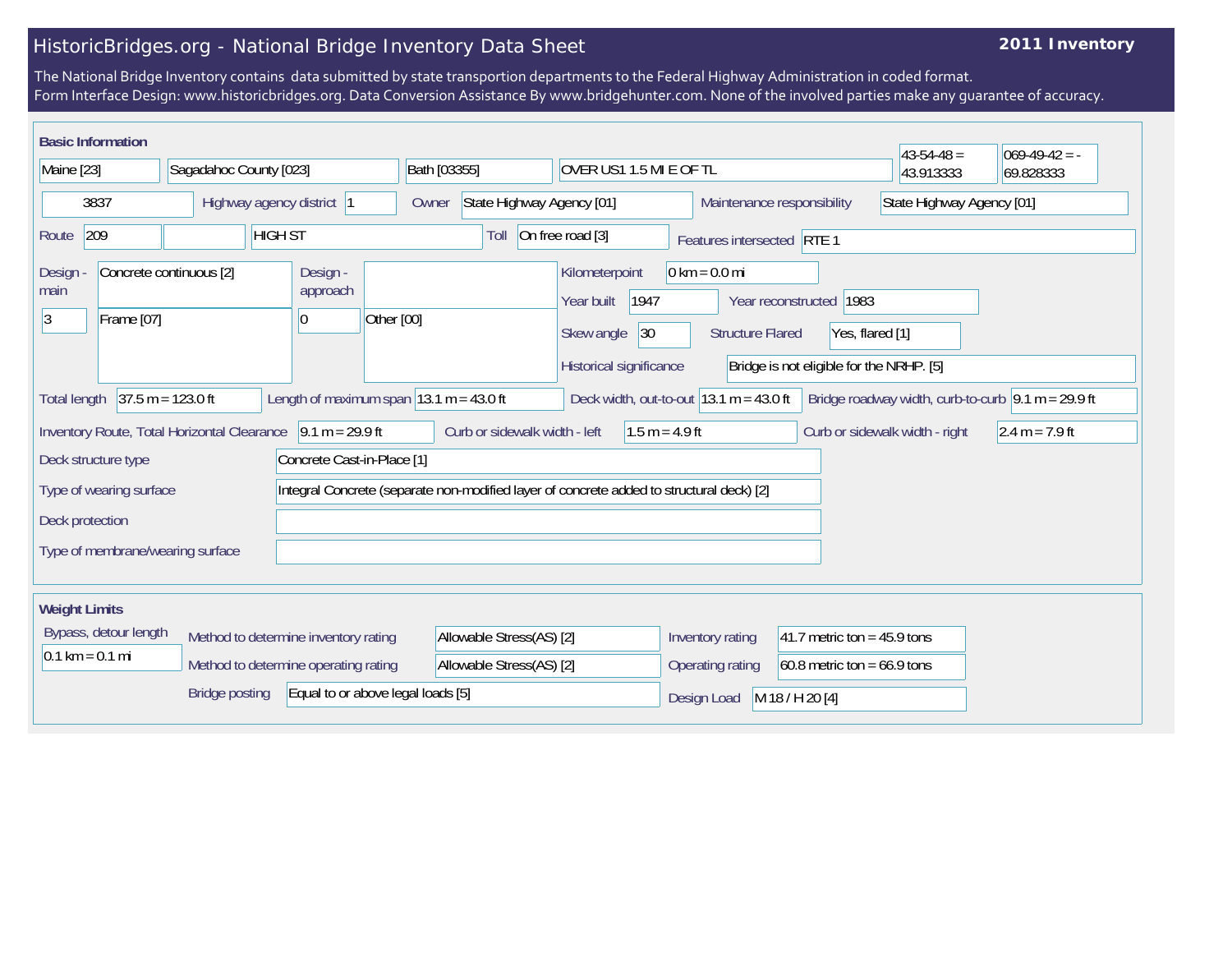# HistoricBridges.org - National Bridge Inventory Data Sheet

**2011 Inventory**

The National Bridge Inventory contains data submitted by state transportion departments to the Federal Highway Administration in coded format.
Form Interface Design: www.historicbridges.org. Data Conversion Assistance By www.bridgehunter.com. None of the involved parties make any guarantee of accuracy.

## Basic Information

| | |
|---|---|
| State | Maine [23] |
| County | Sagadahoc County [023] |
| Place | Bath [03355] |
| Location | OVER US1 1.5 MI E OF TL |
| Latitude | 43-54-48 = 43.913333 |
| Longitude | 069-49-42 = -69.828333 |
| Structure number | 3837 |
| Highway agency district | 1 |
| Owner | State Highway Agency [01] |
| Maintenance responsibility | State Highway Agency [01] |
| Route | 209 |
| Facility carried | HIGH ST |
| Toll | On free road [3] |
| Features intersected | RTE 1 |
| Design - main | Concrete continuous [2] |
| | 3 Frame [07] |
| Design - approach | |
| | 0 Other [00] |
| Kilometerpoint | 0 km = 0.0 mi |
| Year built | 1947 |
| Year reconstructed | 1983 |
| Skew angle | 30 |
| Structure Flared | Yes, flared [1] |
| Historical significance | Bridge is not eligible for the NRHP. [5] |
| Total length | 37.5 m = 123.0 ft |
| Length of maximum span | 13.1 m = 43.0 ft |
| Deck width, out-to-out | 13.1 m = 43.0 ft |
| Bridge roadway width, curb-to-curb | 9.1 m = 29.9 ft |
| Inventory Route, Total Horizontal Clearance | 9.1 m = 29.9 ft |
| Curb or sidewalk width - left | 1.5 m = 4.9 ft |
| Curb or sidewalk width - right | 2.4 m = 7.9 ft |
| Deck structure type | Concrete Cast-in-Place [1] |
| Type of wearing surface | Integral Concrete (separate non-modified layer of concrete added to structural deck) [2] |
| Deck protection | |
| Type of membrane/wearing surface | |

## Weight Limits

| | |
|---|---|
| Bypass, detour length | 0.1 km = 0.1 mi |
| Method to determine inventory rating | Allowable Stress(AS) [2] |
| Method to determine operating rating | Allowable Stress(AS) [2] |
| Inventory rating | 41.7 metric ton = 45.9 tons |
| Operating rating | 60.8 metric ton = 66.9 tons |
| Bridge posting | Equal to or above legal loads [5] |
| Design Load | M 18 / H 20 [4] |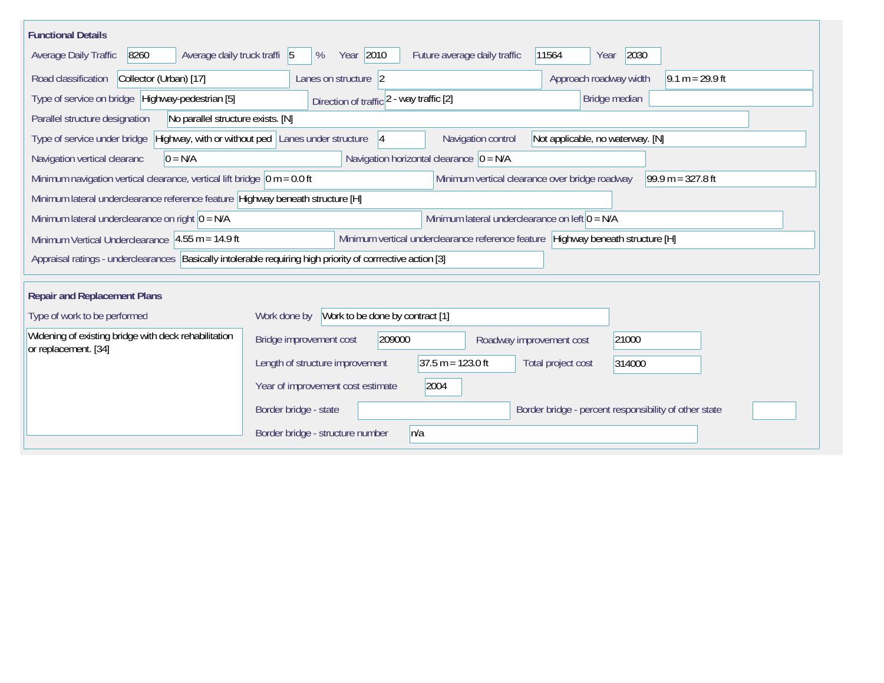## Functional Details

| Field | Value |
|---|---|
| Average Daily Traffic | 8260 |
| Average daily truck traffi | 5 % |
| Year | 2010 |
| Future average daily traffic | 11564 |
| Year | 2030 |
| Road classification | Collector (Urban) [17] |
| Lanes on structure | 2 |
| Approach roadway width | 9.1 m = 29.9 ft |
| Type of service on bridge | Highway-pedestrian [5] |
| Direction of traffic | 2 - way traffic [2] |
| Bridge median | |
| Parallel structure designation | No parallel structure exists. [N] |
| Type of service under bridge | Highway, with or without ped |
| Lanes under structure | 4 |
| Navigation control | Not applicable, no waterway. [N] |
| Navigation vertical clearanc | 0 = N/A |
| Navigation horizontal clearance | 0 = N/A |
| Minimum navigation vertical clearance, vertical lift bridge | 0 m = 0.0 ft |
| Minimum vertical clearance over bridge roadway | 99.9 m = 327.8 ft |
| Minimum lateral underclearance reference feature | Highway beneath structure [H] |
| Minimum lateral underclearance on right | 0 = N/A |
| Minimum lateral underclearance on left | 0 = N/A |
| Minimum Vertical Underclearance | 4.55 m = 14.9 ft |
| Minimum vertical underclearance reference feature | Highway beneath structure [H] |
| Appraisal ratings - underclearances | Basically intolerable requiring high priority of corrrective action [3] |

## Repair and Replacement Plans

| Field | Value |
|---|---|
| Type of work to be performed | Widening of existing bridge with deck rehabilitation or replacement. [34] |
| Work done by | Work to be done by contract [1] |
| Bridge improvement cost | 209000 |
| Roadway improvement cost | 21000 |
| Length of structure improvement | 37.5 m = 123.0 ft |
| Total project cost | 314000 |
| Year of improvement cost estimate | 2004 |
| Border bridge - state | |
| Border bridge - percent responsibility of other state | |
| Border bridge - structure number | n/a |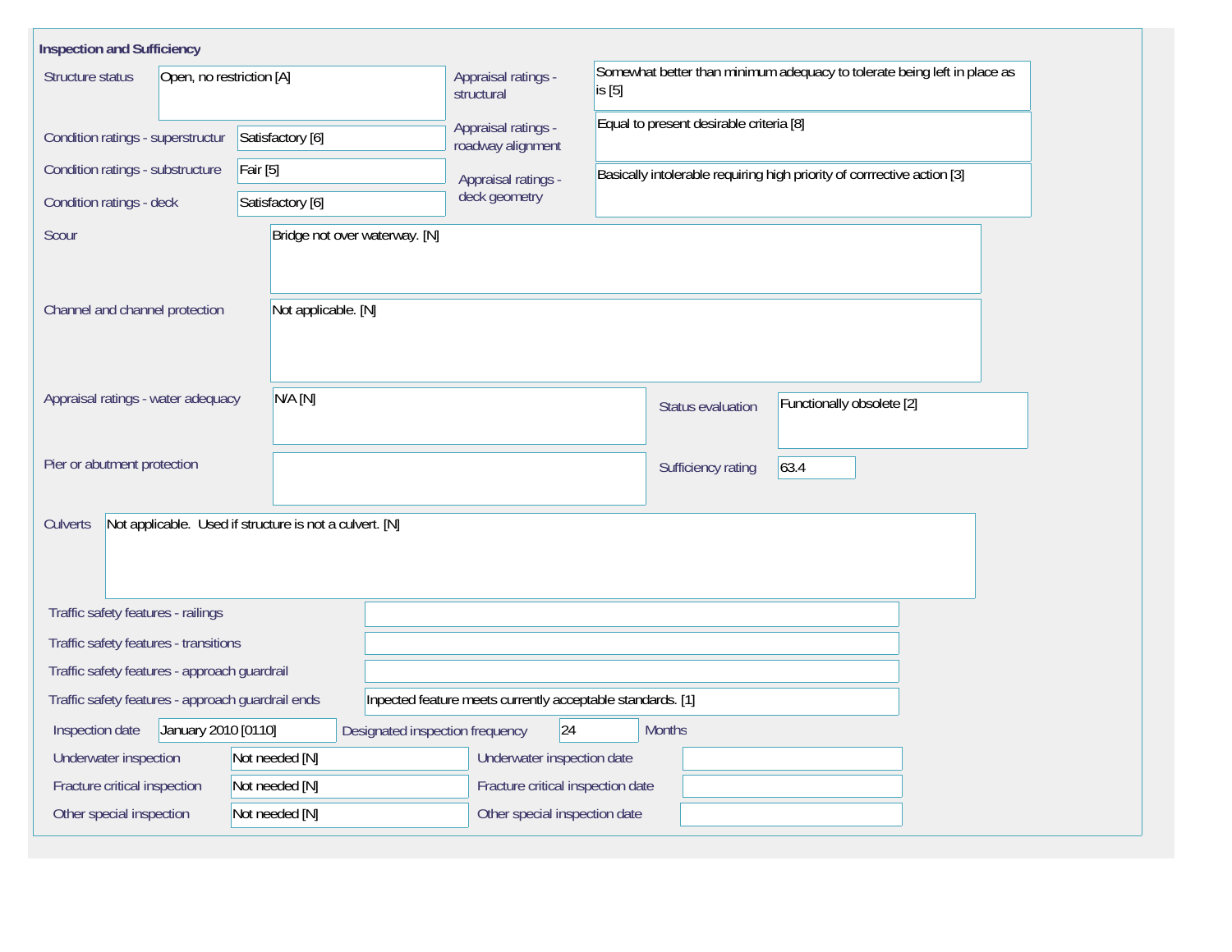## Inspection and Sufficiency

| | |
|---|---|
| Structure status | Open, no restriction [A] |
| Condition ratings - superstructur | Satisfactory [6] |
| Condition ratings - substructure | Fair [5] |
| Condition ratings - deck | Satisfactory [6] |
| Appraisal ratings - structural | Somewhat better than minimum adequacy to tolerate being left in place as is [5] |
| Appraisal ratings - roadway alignment | Equal to present desirable criteria [8] |
| Appraisal ratings - deck geometry | Basically intolerable requiring high priority of corrrective action [3] |
| Scour | Bridge not over waterway. [N] |
| Channel and channel protection | Not applicable. [N] |
| Appraisal ratings - water adequacy | N/A [N] |
| Status evaluation | Functionally obsolete [2] |
| Pier or abutment protection | |
| Sufficiency rating | 63.4 |
| Culverts | Not applicable.  Used if structure is not a culvert. [N] |
| Traffic safety features - railings | |
| Traffic safety features - transitions | |
| Traffic safety features - approach guardrail | |
| Traffic safety features - approach guardrail ends | Inpected feature meets currently acceptable standards. [1] |
| Inspection date | January 2010 [0110] |
| Designated inspection frequency | 24 Months |
| Underwater inspection | Not needed [N] |
| Underwater inspection date | |
| Fracture critical inspection | Not needed [N] |
| Fracture critical inspection date | |
| Other special inspection | Not needed [N] |
| Other special inspection date | |